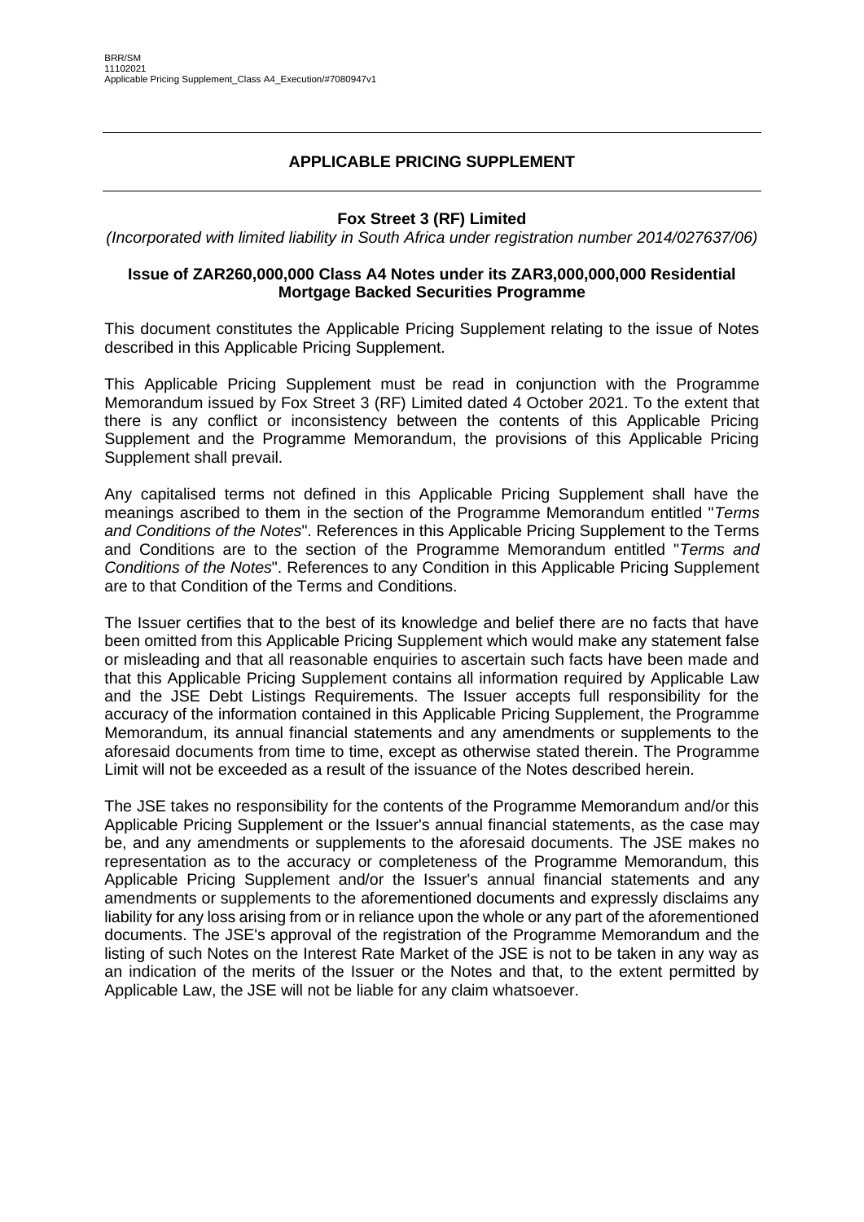BRR/SM
11102021
Applicable Pricing Supplement_Class A4_Execution/#7080947v1

---

# APPLICABLE PRICING SUPPLEMENT

---

**Fox Street 3 (RF) Limited**

*(Incorporated with limited liability in South Africa under registration number 2014/027637/06)*

**Issue of ZAR260,000,000 Class A4 Notes under its ZAR3,000,000,000 Residential Mortgage Backed Securities Programme**

This document constitutes the Applicable Pricing Supplement relating to the issue of Notes described in this Applicable Pricing Supplement.

This Applicable Pricing Supplement must be read in conjunction with the Programme Memorandum issued by Fox Street 3 (RF) Limited dated 4 October 2021. To the extent that there is any conflict or inconsistency between the contents of this Applicable Pricing Supplement and the Programme Memorandum, the provisions of this Applicable Pricing Supplement shall prevail.

Any capitalised terms not defined in this Applicable Pricing Supplement shall have the meanings ascribed to them in the section of the Programme Memorandum entitled "*Terms and Conditions of the Notes*". References in this Applicable Pricing Supplement to the Terms and Conditions are to the section of the Programme Memorandum entitled "*Terms and Conditions of the Notes*". References to any Condition in this Applicable Pricing Supplement are to that Condition of the Terms and Conditions.

The Issuer certifies that to the best of its knowledge and belief there are no facts that have been omitted from this Applicable Pricing Supplement which would make any statement false or misleading and that all reasonable enquiries to ascertain such facts have been made and that this Applicable Pricing Supplement contains all information required by Applicable Law and the JSE Debt Listings Requirements. The Issuer accepts full responsibility for the accuracy of the information contained in this Applicable Pricing Supplement, the Programme Memorandum, its annual financial statements and any amendments or supplements to the aforesaid documents from time to time, except as otherwise stated therein. The Programme Limit will not be exceeded as a result of the issuance of the Notes described herein.

The JSE takes no responsibility for the contents of the Programme Memorandum and/or this Applicable Pricing Supplement or the Issuer's annual financial statements, as the case may be, and any amendments or supplements to the aforesaid documents. The JSE makes no representation as to the accuracy or completeness of the Programme Memorandum, this Applicable Pricing Supplement and/or the Issuer's annual financial statements and any amendments or supplements to the aforementioned documents and expressly disclaims any liability for any loss arising from or in reliance upon the whole or any part of the aforementioned documents. The JSE's approval of the registration of the Programme Memorandum and the listing of such Notes on the Interest Rate Market of the JSE is not to be taken in any way as an indication of the merits of the Issuer or the Notes and that, to the extent permitted by Applicable Law, the JSE will not be liable for any claim whatsoever.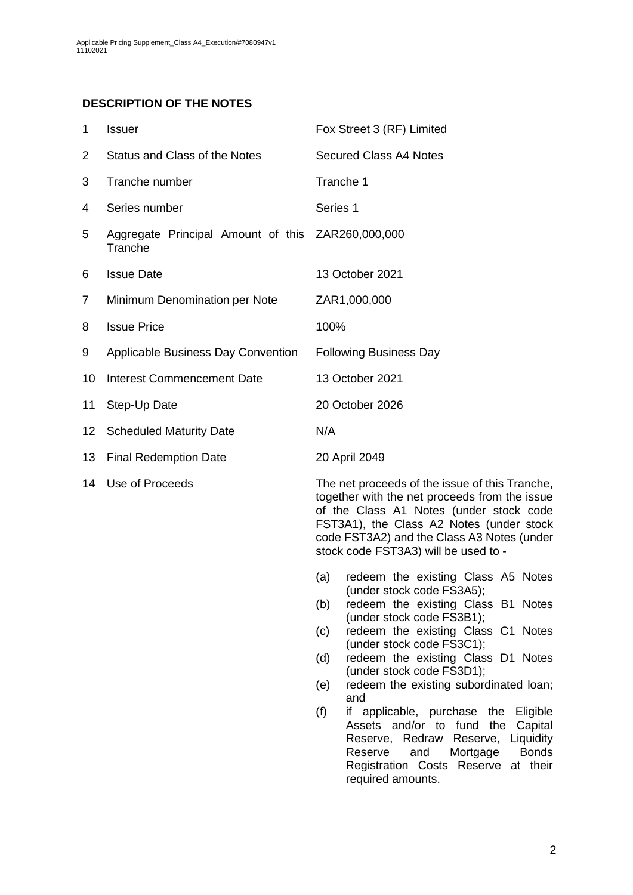## DESCRIPTION OF THE NOTES

| | | |
|---|---|---|
| 1 | Issuer | Fox Street 3 (RF) Limited |
| 2 | Status and Class of the Notes | Secured Class A4 Notes |
| 3 | Tranche number | Tranche 1 |
| 4 | Series number | Series 1 |
| 5 | Aggregate Principal Amount of this Tranche | ZAR260,000,000 |
| 6 | Issue Date | 13 October 2021 |
| 7 | Minimum Denomination per Note | ZAR1,000,000 |
| 8 | Issue Price | 100% |
| 9 | Applicable Business Day Convention | Following Business Day |
| 10 | Interest Commencement Date | 13 October 2021 |
| 11 | Step-Up Date | 20 October 2026 |
| 12 | Scheduled Maturity Date | N/A |
| 13 | Final Redemption Date | 20 April 2049 |
| 14 | Use of Proceeds | The net proceeds of the issue of this Tranche, together with the net proceeds from the issue of the Class A1 Notes (under stock code FST3A1), the Class A2 Notes (under stock code FST3A2) and the Class A3 Notes (under stock code FST3A3) will be used to -<br>(a) redeem the existing Class A5 Notes (under stock code FS3A5);<br>(b) redeem the existing Class B1 Notes (under stock code FS3B1);<br>(c) redeem the existing Class C1 Notes (under stock code FS3C1);<br>(d) redeem the existing Class D1 Notes (under stock code FS3D1);<br>(e) redeem the existing subordinated loan; and<br>(f) if applicable, purchase the Eligible Assets and/or to fund the Capital Reserve, Redraw Reserve, Liquidity Reserve and Mortgage Bonds Registration Costs Reserve at their required amounts. |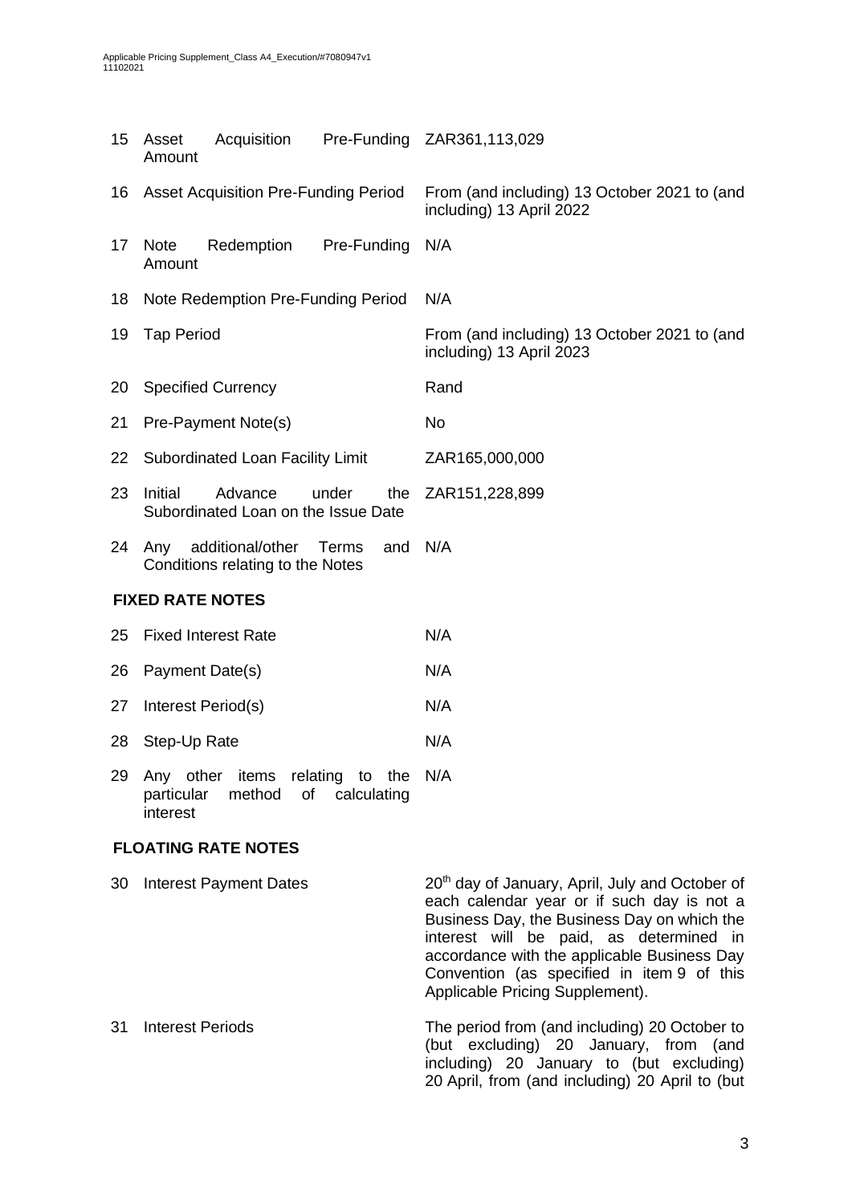| | | |
|---|---|---|
| 15 | Asset Acquisition Pre-Funding Amount | ZAR361,113,029 |
| 16 | Asset Acquisition Pre-Funding Period | From (and including) 13 October 2021 to (and including) 13 April 2022 |
| 17 | Note Redemption Pre-Funding Amount | N/A |
| 18 | Note Redemption Pre-Funding Period | N/A |
| 19 | Tap Period | From (and including) 13 October 2021 to (and including) 13 April 2023 |
| 20 | Specified Currency | Rand |
| 21 | Pre-Payment Note(s) | No |
| 22 | Subordinated Loan Facility Limit | ZAR165,000,000 |
| 23 | Initial Advance under the Subordinated Loan on the Issue Date | ZAR151,228,899 |
| 24 | Any additional/other Terms and Conditions relating to the Notes | N/A |

**FIXED RATE NOTES**

| | | |
|---|---|---|
| 25 | Fixed Interest Rate | N/A |
| 26 | Payment Date(s) | N/A |
| 27 | Interest Period(s) | N/A |
| 28 | Step-Up Rate | N/A |
| 29 | Any other items relating to the particular method of calculating interest | N/A |

**FLOATING RATE NOTES**

| | | |
|---|---|---|
| 30 | Interest Payment Dates | 20th day of January, April, July and October of each calendar year or if such day is not a Business Day, the Business Day on which the interest will be paid, as determined in accordance with the applicable Business Day Convention (as specified in item 9 of this Applicable Pricing Supplement). |
| 31 | Interest Periods | The period from (and including) 20 October to (but excluding) 20 January, from (and including) 20 January to (but excluding) 20 April, from (and including) 20 April to (but |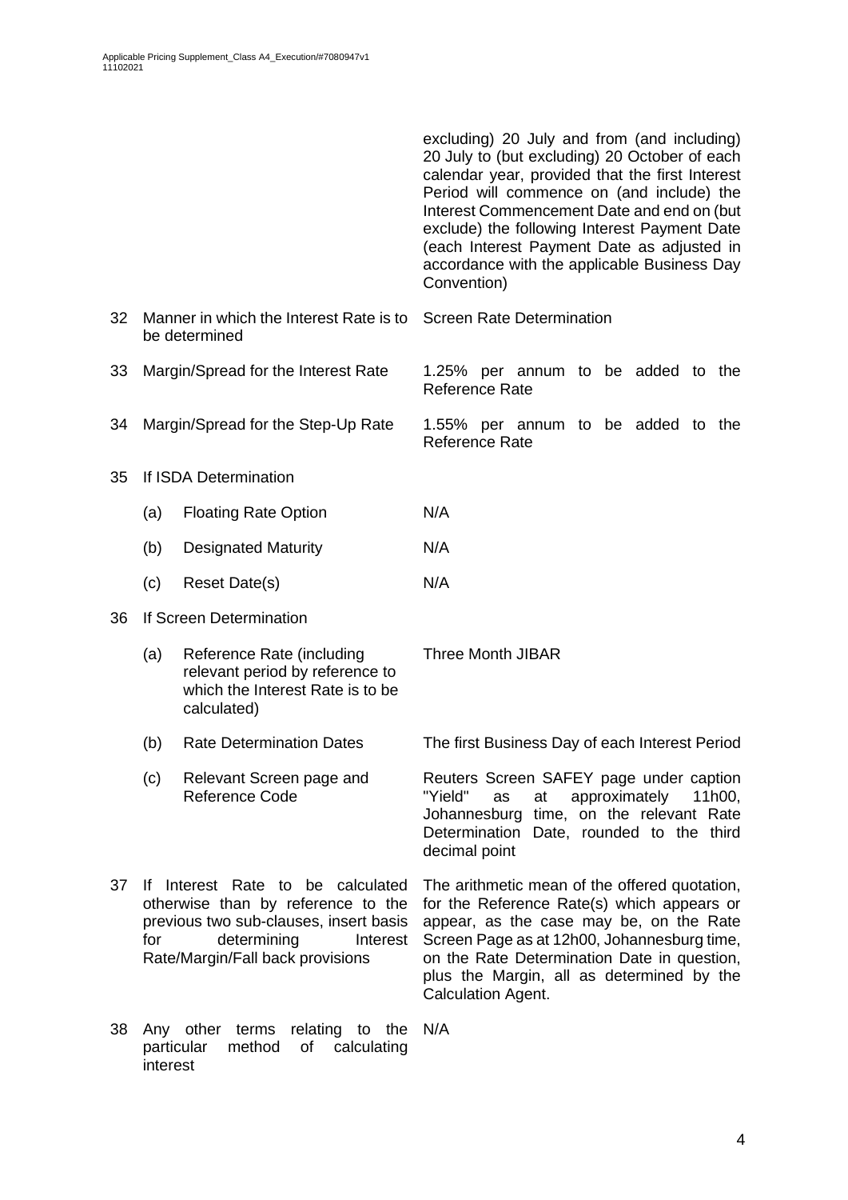| | | | |
|---|---|---|---|
| | | | excluding) 20 July and from (and including) 20 July to (but excluding) 20 October of each calendar year, provided that the first Interest Period will commence on (and include) the Interest Commencement Date and end on (but exclude) the following Interest Payment Date (each Interest Payment Date as adjusted in accordance with the applicable Business Day Convention) |
| 32 | Manner in which the Interest Rate is to be determined | | Screen Rate Determination |
| 33 | Margin/Spread for the Interest Rate | | 1.25% per annum to be added to the Reference Rate |
| 34 | Margin/Spread for the Step-Up Rate | | 1.55% per annum to be added to the Reference Rate |
| 35 | If ISDA Determination | | |
| | (a) | Floating Rate Option | N/A |
| | (b) | Designated Maturity | N/A |
| | (c) | Reset Date(s) | N/A |
| 36 | If Screen Determination | | |
| | (a) | Reference Rate (including relevant period by reference to which the Interest Rate is to be calculated) | Three Month JIBAR |
| | (b) | Rate Determination Dates | The first Business Day of each Interest Period |
| | (c) | Relevant Screen page and Reference Code | Reuters Screen SAFEY page under caption "Yield" as at approximately 11h00, Johannesburg time, on the relevant Rate Determination Date, rounded to the third decimal point |
| 37 | If Interest Rate to be calculated otherwise than by reference to the previous two sub-clauses, insert basis for determining Interest Rate/Margin/Fall back provisions | | The arithmetic mean of the offered quotation, for the Reference Rate(s) which appears or appear, as the case may be, on the Rate Screen Page as at 12h00, Johannesburg time, on the Rate Determination Date in question, plus the Margin, all as determined by the Calculation Agent. |
| 38 | Any other terms relating to the particular method of calculating interest | | N/A |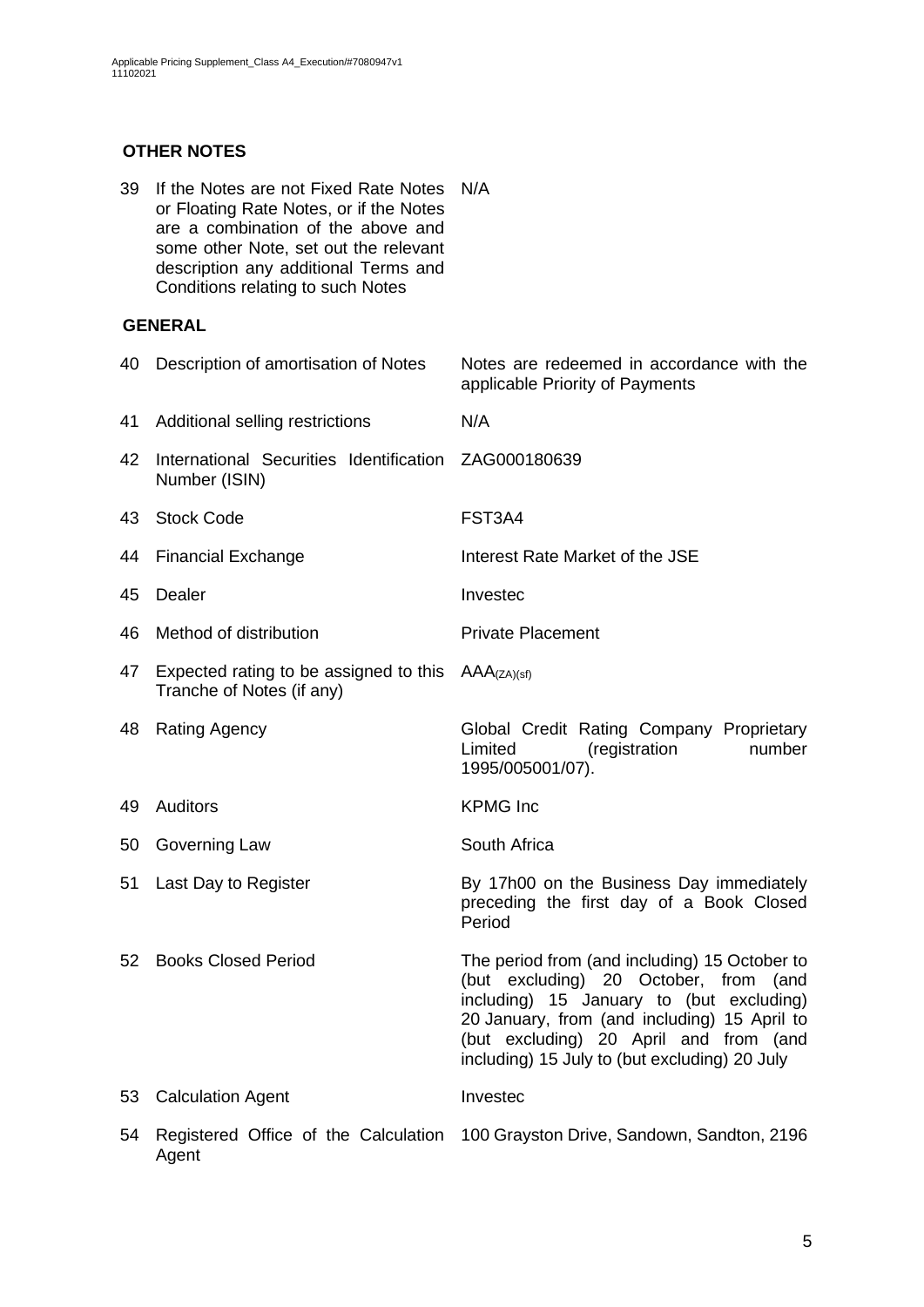**OTHER NOTES**

| | | |
|---|---|---|
| 39 | If the Notes are not Fixed Rate Notes or Floating Rate Notes, or if the Notes are a combination of the above and some other Note, set out the relevant description any additional Terms and Conditions relating to such Notes | N/A |

**GENERAL**

| | | |
|---|---|---|
| 40 | Description of amortisation of Notes | Notes are redeemed in accordance with the applicable Priority of Payments |
| 41 | Additional selling restrictions | N/A |
| 42 | International Securities Identification Number (ISIN) | ZAG000180639 |
| 43 | Stock Code | FST3A4 |
| 44 | Financial Exchange | Interest Rate Market of the JSE |
| 45 | Dealer | Investec |
| 46 | Method of distribution | Private Placement |
| 47 | Expected rating to be assigned to this Tranche of Notes (if any) | $AAA_{(ZA)(sf)}$ |
| 48 | Rating Agency | Global Credit Rating Company Proprietary Limited (registration number 1995/005001/07). |
| 49 | Auditors | KPMG Inc |
| 50 | Governing Law | South Africa |
| 51 | Last Day to Register | By 17h00 on the Business Day immediately preceding the first day of a Book Closed Period |
| 52 | Books Closed Period | The period from (and including) 15 October to (but excluding) 20 October, from (and including) 15 January to (but excluding) 20 January, from (and including) 15 April to (but excluding) 20 April and from (and including) 15 July to (but excluding) 20 July |
| 53 | Calculation Agent | Investec |
| 54 | Registered Office of the Calculation Agent | 100 Grayston Drive, Sandown, Sandton, 2196 |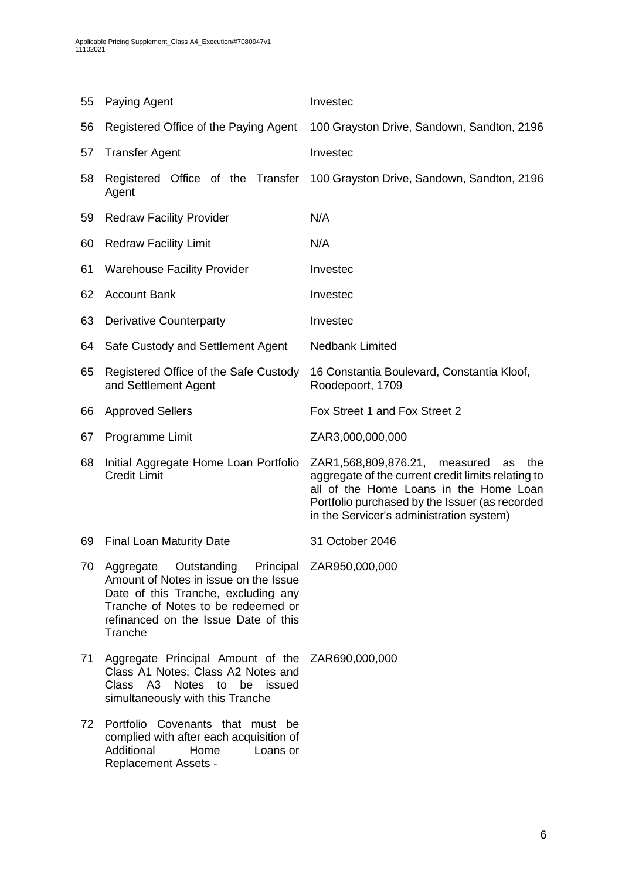| | | |
|---|---|---|
| 55 | Paying Agent | Investec |
| 56 | Registered Office of the Paying Agent | 100 Grayston Drive, Sandown, Sandton, 2196 |
| 57 | Transfer Agent | Investec |
| 58 | Registered Office of the Transfer Agent | 100 Grayston Drive, Sandown, Sandton, 2196 |
| 59 | Redraw Facility Provider | N/A |
| 60 | Redraw Facility Limit | N/A |
| 61 | Warehouse Facility Provider | Investec |
| 62 | Account Bank | Investec |
| 63 | Derivative Counterparty | Investec |
| 64 | Safe Custody and Settlement Agent | Nedbank Limited |
| 65 | Registered Office of the Safe Custody and Settlement Agent | 16 Constantia Boulevard, Constantia Kloof, Roodepoort, 1709 |
| 66 | Approved Sellers | Fox Street 1 and Fox Street 2 |
| 67 | Programme Limit | ZAR3,000,000,000 |
| 68 | Initial Aggregate Home Loan Portfolio Credit Limit | ZAR1,568,809,876.21, measured as the aggregate of the current credit limits relating to all of the Home Loans in the Home Loan Portfolio purchased by the Issuer (as recorded in the Servicer's administration system) |
| 69 | Final Loan Maturity Date | 31 October 2046 |
| 70 | Aggregate Outstanding Principal Amount of Notes in issue on the Issue Date of this Tranche, excluding any Tranche of Notes to be redeemed or refinanced on the Issue Date of this Tranche | ZAR950,000,000 |
| 71 | Aggregate Principal Amount of the Class A1 Notes, Class A2 Notes and Class A3 Notes to be issued simultaneously with this Tranche | ZAR690,000,000 |
| 72 | Portfolio Covenants that must be complied with after each acquisition of Additional Home Loans or Replacement Assets - | |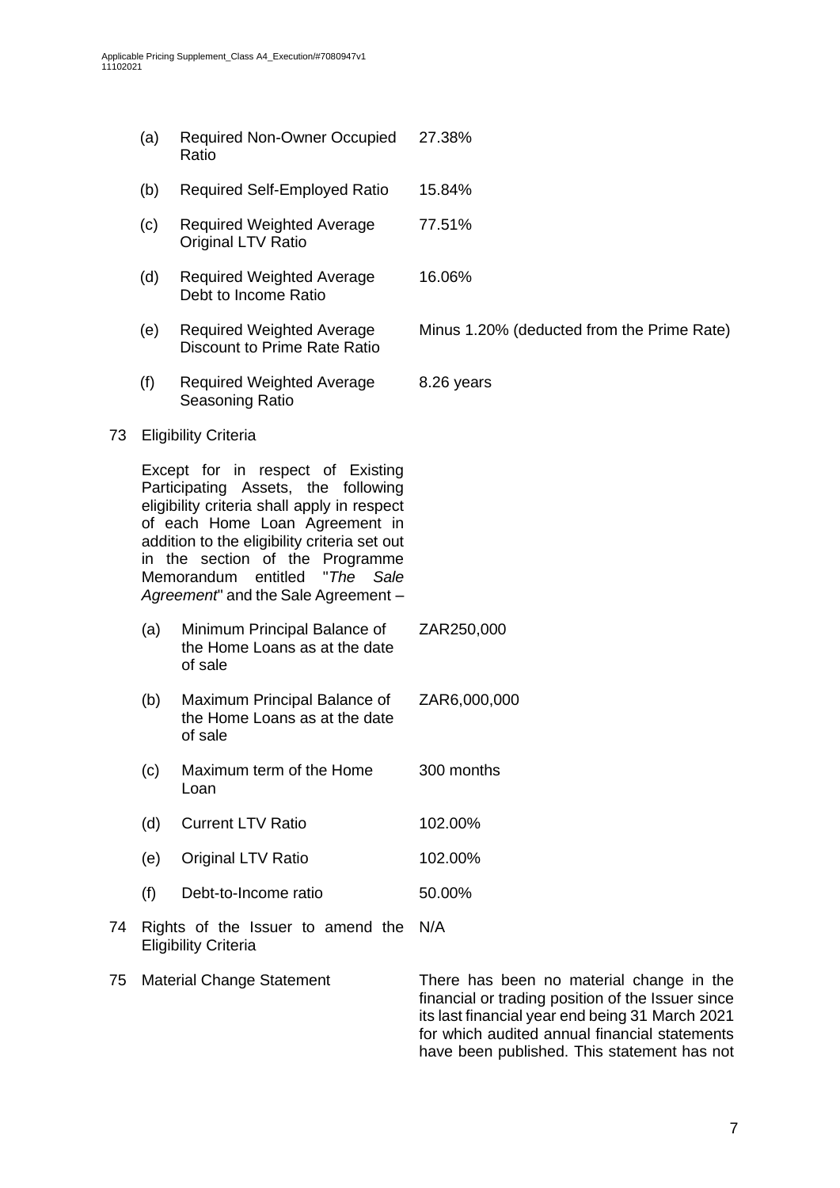| | | |
|---|---|---|
| (a) | Required Non-Owner Occupied Ratio | 27.38% |
| (b) | Required Self-Employed Ratio | 15.84% |
| (c) | Required Weighted Average Original LTV Ratio | 77.51% |
| (d) | Required Weighted Average Debt to Income Ratio | 16.06% |
| (e) | Required Weighted Average Discount to Prime Rate Ratio | Minus 1.20% (deducted from the Prime Rate) |
| (f) | Required Weighted Average Seasoning Ratio | 8.26 years |

73 Eligibility Criteria

Except for in respect of Existing Participating Assets, the following eligibility criteria shall apply in respect of each Home Loan Agreement in addition to the eligibility criteria set out in the section of the Programme Memorandum entitled "*The Sale Agreement*" and the Sale Agreement –

| | | |
|---|---|---|
| (a) | Minimum Principal Balance of the Home Loans as at the date of sale | ZAR250,000 |
| (b) | Maximum Principal Balance of the Home Loans as at the date of sale | ZAR6,000,000 |
| (c) | Maximum term of the Home Loan | 300 months |
| (d) | Current LTV Ratio | 102.00% |
| (e) | Original LTV Ratio | 102.00% |
| (f) | Debt-to-Income ratio | 50.00% |

74 Rights of the Issuer to amend the Eligibility Criteria — N/A

75 Material Change Statement — There has been no material change in the financial or trading position of the Issuer since its last financial year end being 31 March 2021 for which audited annual financial statements have been published. This statement has not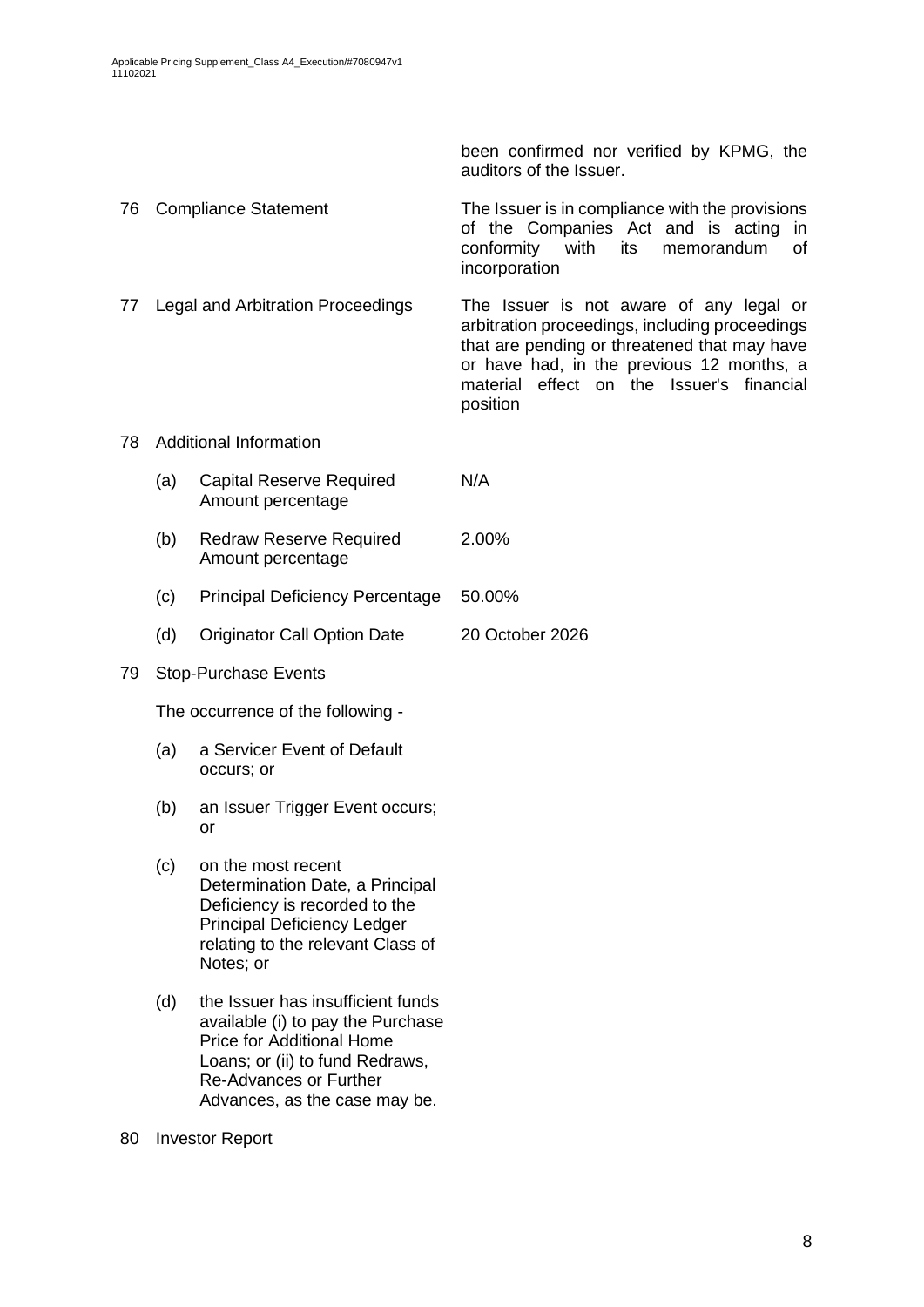| | | |
|---|---|---|
| | | been confirmed nor verified by KPMG, the auditors of the Issuer. |
| 76 | Compliance Statement | The Issuer is in compliance with the provisions of the Companies Act and is acting in conformity with its memorandum of incorporation |
| 77 | Legal and Arbitration Proceedings | The Issuer is not aware of any legal or arbitration proceedings, including proceedings that are pending or threatened that may have or have had, in the previous 12 months, a material effect on the Issuer's financial position |
| 78 | Additional Information | |
| | (a) Capital Reserve Required Amount percentage | N/A |
| | (b) Redraw Reserve Required Amount percentage | 2.00% |
| | (c) Principal Deficiency Percentage | 50.00% |
| | (d) Originator Call Option Date | 20 October 2026 |

79 Stop-Purchase Events

The occurrence of the following -

(a) a Servicer Event of Default occurs; or

(b) an Issuer Trigger Event occurs; or

(c) on the most recent Determination Date, a Principal Deficiency is recorded to the Principal Deficiency Ledger relating to the relevant Class of Notes; or

(d) the Issuer has insufficient funds available (i) to pay the Purchase Price for Additional Home Loans; or (ii) to fund Redraws, Re-Advances or Further Advances, as the case may be.

80 Investor Report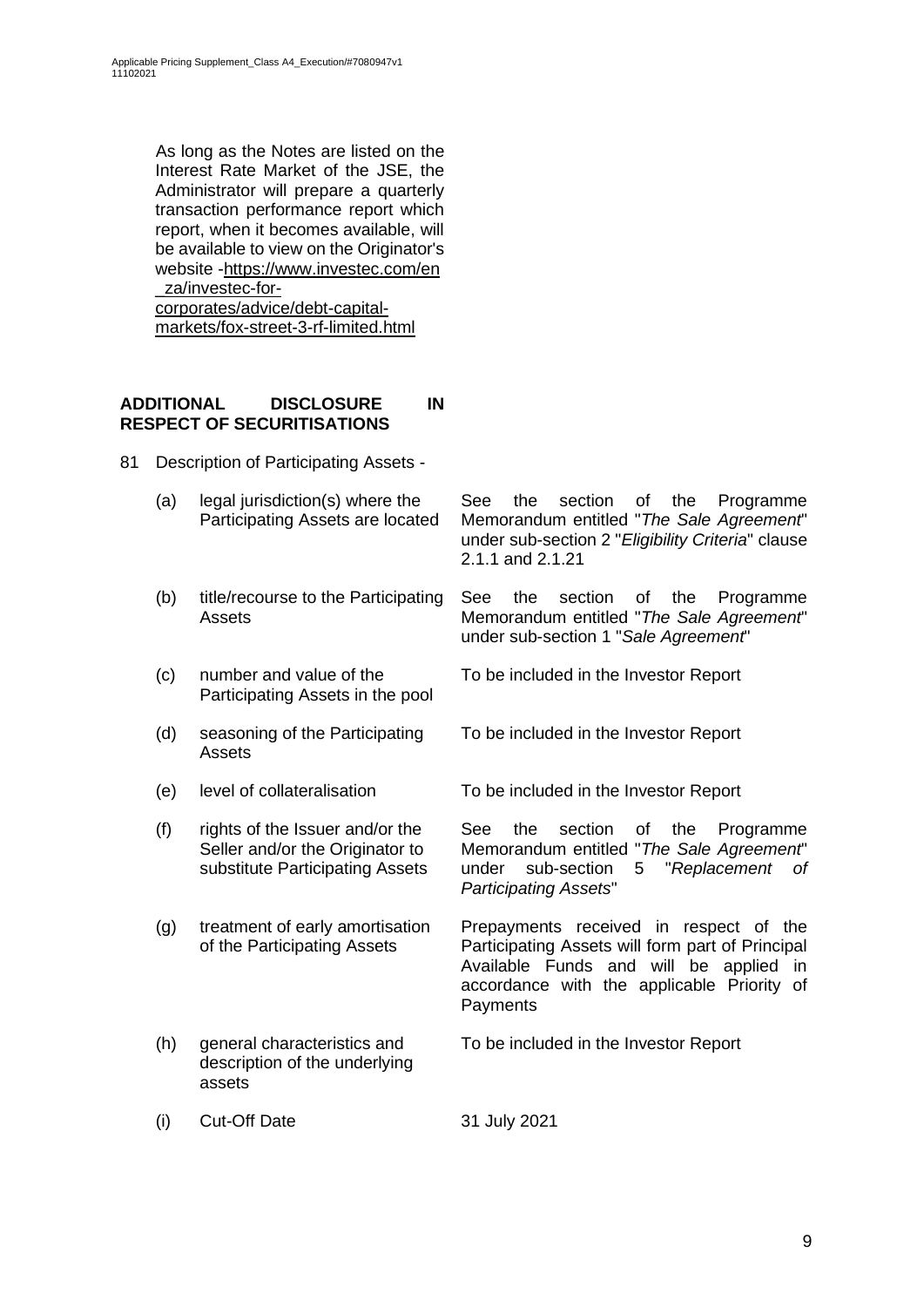As long as the Notes are listed on the Interest Rate Market of the JSE, the Administrator will prepare a quarterly transaction performance report which report, when it becomes available, will be available to view on the Originator's website -https://www.investec.com/en_za/investec-for-corporates/advice/debt-capital-markets/fox-street-3-rf-limited.html

**ADDITIONAL DISCLOSURE IN RESPECT OF SECURITISATIONS**

81 Description of Participating Assets -

| | | |
|---|---|---|
| (a) | legal jurisdiction(s) where the Participating Assets are located | See the section of the Programme Memorandum entitled "*The Sale Agreement*" under sub-section 2 "*Eligibility Criteria*" clause 2.1.1 and 2.1.21 |
| (b) | title/recourse to the Participating Assets | See the section of the Programme Memorandum entitled "*The Sale Agreement*" under sub-section 1 "*Sale Agreement*" |
| (c) | number and value of the Participating Assets in the pool | To be included in the Investor Report |
| (d) | seasoning of the Participating Assets | To be included in the Investor Report |
| (e) | level of collateralisation | To be included in the Investor Report |
| (f) | rights of the Issuer and/or the Seller and/or the Originator to substitute Participating Assets | See the section of the Programme Memorandum entitled "*The Sale Agreement*" under sub-section 5 "*Replacement of Participating Assets*" |
| (g) | treatment of early amortisation of the Participating Assets | Prepayments received in respect of the Participating Assets will form part of Principal Available Funds and will be applied in accordance with the applicable Priority of Payments |
| (h) | general characteristics and description of the underlying assets | To be included in the Investor Report |
| (i) | Cut-Off Date | 31 July 2021 |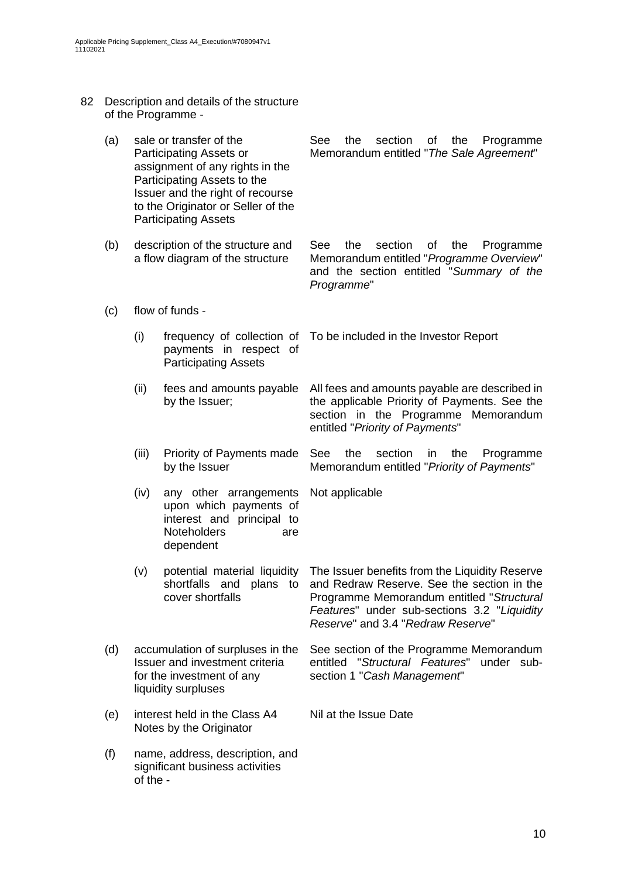82 Description and details of the structure of the Programme -

| | | |
|---|---|---|
| (a) | sale or transfer of the Participating Assets or assignment of any rights in the Participating Assets to the Issuer and the right of recourse to the Originator or Seller of the Participating Assets | See the section of the Programme Memorandum entitled "*The Sale Agreement*" |
| (b) | description of the structure and a flow diagram of the structure | See the section of the Programme Memorandum entitled "*Programme Overview*" and the section entitled "*Summary of the Programme*" |
| (c) | flow of funds - | |
| | (i) frequency of collection of payments in respect of Participating Assets | To be included in the Investor Report |
| | (ii) fees and amounts payable by the Issuer; | All fees and amounts payable are described in the applicable Priority of Payments. See the section in the Programme Memorandum entitled "*Priority of Payments*" |
| | (iii) Priority of Payments made by the Issuer | See the section in the Programme Memorandum entitled "*Priority of Payments*" |
| | (iv) any other arrangements upon which payments of interest and principal to Noteholders are dependent | Not applicable |
| | (v) potential material liquidity shortfalls and plans to cover shortfalls | The Issuer benefits from the Liquidity Reserve and Redraw Reserve. See the section in the Programme Memorandum entitled "*Structural Features*" under sub-sections 3.2 "*Liquidity Reserve*" and 3.4 "*Redraw Reserve*" |
| (d) | accumulation of surpluses in the Issuer and investment criteria for the investment of any liquidity surpluses | See section of the Programme Memorandum entitled "*Structural Features*" under sub-section 1 "*Cash Management*" |
| (e) | interest held in the Class A4 Notes by the Originator | Nil at the Issue Date |
| (f) | name, address, description, and significant business activities of the - | |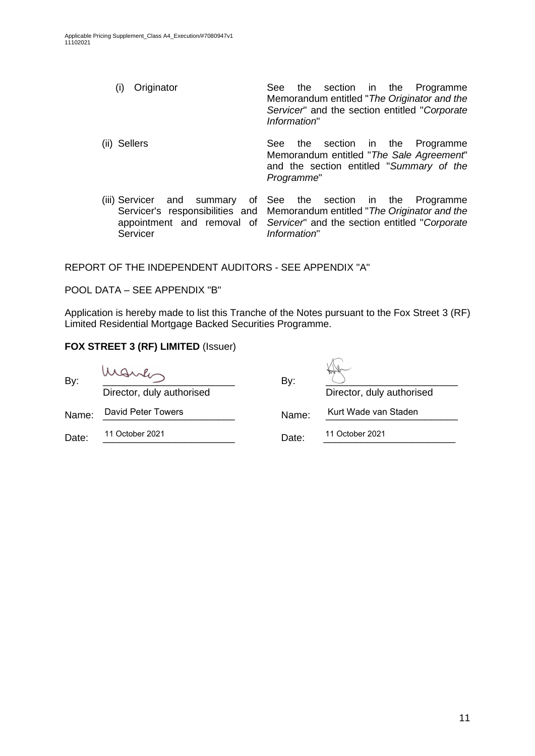| | |
|---|---|
| (i) Originator | See the section in the Programme Memorandum entitled "*The Originator and the Servicer*" and the section entitled "*Corporate Information*" |
| (ii) Sellers | See the section in the Programme Memorandum entitled "*The Sale Agreement*" and the section entitled "*Summary of the Programme*" |
| (iii) Servicer and summary of Servicer's responsibilities and appointment and removal of Servicer | See the section in the Programme Memorandum entitled "*The Originator and the Servicer*" and the section entitled "*Corporate Information*" |

REPORT OF THE INDEPENDENT AUDITORS - SEE APPENDIX "A"

POOL DATA – SEE APPENDIX "B"

Application is hereby made to list this Tranche of the Notes pursuant to the Fox Street 3 (RF) Limited Residential Mortgage Backed Securities Programme.

**FOX STREET 3 (RF) LIMITED** (Issuer)

| | | | |
|---|---|---|---|
| By: | _________________________ Director, duly authorised | By: | _________________________ Director, duly authorised |
| Name: | David Peter Towers | Name: | Kurt Wade van Staden |
| Date: | 11 October 2021 | Date: | 11 October 2021 |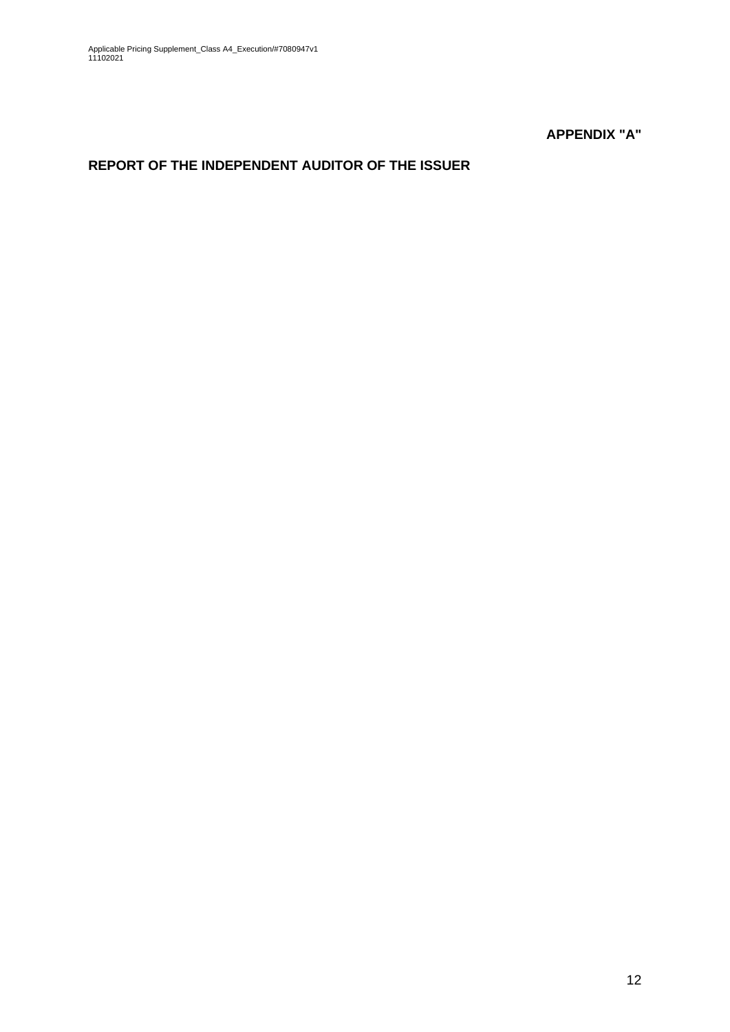**APPENDIX "A"**

## REPORT OF THE INDEPENDENT AUDITOR OF THE ISSUER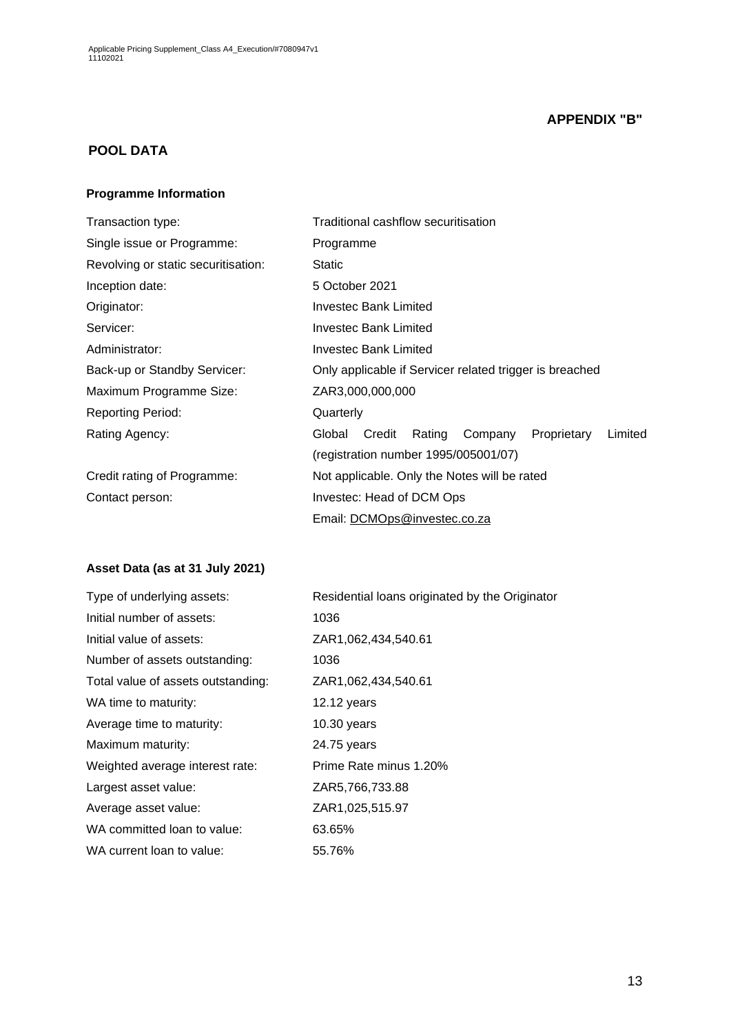**APPENDIX "B"**

## POOL DATA

### Programme Information

| | |
|---|---|
| Transaction type: | Traditional cashflow securitisation |
| Single issue or Programme: | Programme |
| Revolving or static securitisation: | Static |
| Inception date: | 5 October 2021 |
| Originator: | Investec Bank Limited |
| Servicer: | Investec Bank Limited |
| Administrator: | Investec Bank Limited |
| Back-up or Standby Servicer: | Only applicable if Servicer related trigger is breached |
| Maximum Programme Size: | ZAR3,000,000,000 |
| Reporting Period: | Quarterly |
| Rating Agency: | Global Credit Rating Company Proprietary Limited (registration number 1995/005001/07) |
| Credit rating of Programme: | Not applicable. Only the Notes will be rated |
| Contact person: | Investec: Head of DCM Ops<br>Email: DCMOps@investec.co.za |

### Asset Data (as at 31 July 2021)

| | |
|---|---|
| Type of underlying assets: | Residential loans originated by the Originator |
| Initial number of assets: | 1036 |
| Initial value of assets: | ZAR1,062,434,540.61 |
| Number of assets outstanding: | 1036 |
| Total value of assets outstanding: | ZAR1,062,434,540.61 |
| WA time to maturity: | 12.12 years |
| Average time to maturity: | 10.30 years |
| Maximum maturity: | 24.75 years |
| Weighted average interest rate: | Prime Rate minus 1.20% |
| Largest asset value: | ZAR5,766,733.88 |
| Average asset value: | ZAR1,025,515.97 |
| WA committed loan to value: | 63.65% |
| WA current loan to value: | 55.76% |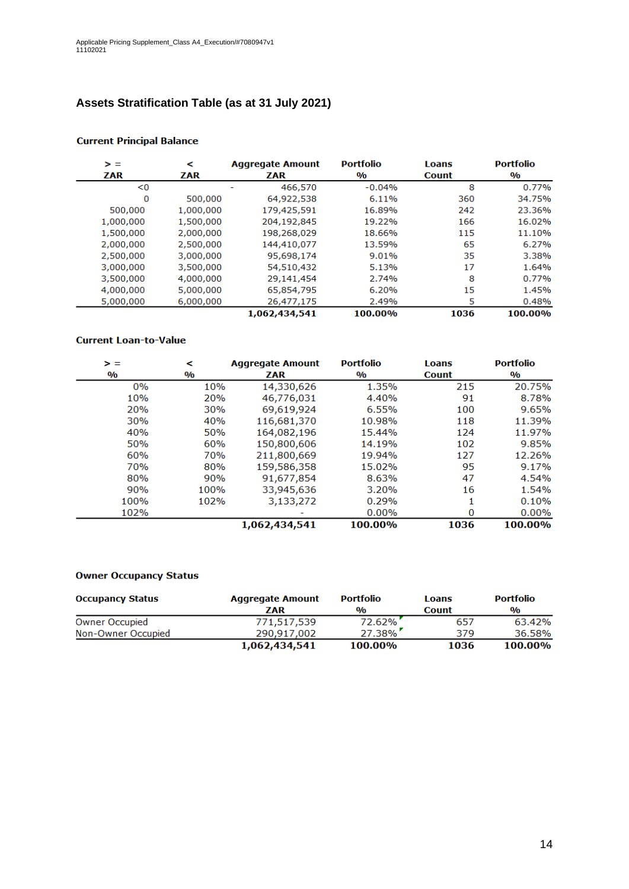Applicable Pricing Supplement_Class A4_Execution/#7080947v1
11102021

## Assets Stratification Table (as at 31 July 2021)

### Current Principal Balance

| > = ZAR | < ZAR | Aggregate Amount ZAR | Portfolio % | Loans Count | Portfolio % |
|---|---|---|---|---|---|
| <0 | | 466,570 | -0.04% | 8 | 0.77% |
| 0 | 500,000 | 64,922,538 | 6.11% | 360 | 34.75% |
| 500,000 | 1,000,000 | 179,425,591 | 16.89% | 242 | 23.36% |
| 1,000,000 | 1,500,000 | 204,192,845 | 19.22% | 166 | 16.02% |
| 1,500,000 | 2,000,000 | 198,268,029 | 18.66% | 115 | 11.10% |
| 2,000,000 | 2,500,000 | 144,410,077 | 13.59% | 65 | 6.27% |
| 2,500,000 | 3,000,000 | 95,698,174 | 9.01% | 35 | 3.38% |
| 3,000,000 | 3,500,000 | 54,510,432 | 5.13% | 17 | 1.64% |
| 3,500,000 | 4,000,000 | 29,141,454 | 2.74% | 8 | 0.77% |
| 4,000,000 | 5,000,000 | 65,854,795 | 6.20% | 15 | 1.45% |
| 5,000,000 | 6,000,000 | 26,477,175 | 2.49% | 5 | 0.48% |
| | | **1,062,434,541** | **100.00%** | **1036** | **100.00%** |

### Current Loan-to-Value

| > = % | < % | Aggregate Amount ZAR | Portfolio % | Loans Count | Portfolio % |
|---|---|---|---|---|---|
| 0% | 10% | 14,330,626 | 1.35% | 215 | 20.75% |
| 10% | 20% | 46,776,031 | 4.40% | 91 | 8.78% |
| 20% | 30% | 69,619,924 | 6.55% | 100 | 9.65% |
| 30% | 40% | 116,681,370 | 10.98% | 118 | 11.39% |
| 40% | 50% | 164,082,196 | 15.44% | 124 | 11.97% |
| 50% | 60% | 150,800,606 | 14.19% | 102 | 9.85% |
| 60% | 70% | 211,800,669 | 19.94% | 127 | 12.26% |
| 70% | 80% | 159,586,358 | 15.02% | 95 | 9.17% |
| 80% | 90% | 91,677,854 | 8.63% | 47 | 4.54% |
| 90% | 100% | 33,945,636 | 3.20% | 16 | 1.54% |
| 100% | 102% | 3,133,272 | 0.29% | 1 | 0.10% |
| 102% | | - | 0.00% | 0 | 0.00% |
| | | **1,062,434,541** | **100.00%** | **1036** | **100.00%** |

### Owner Occupancy Status

| Occupancy Status | Aggregate Amount ZAR | Portfolio % | Loans Count | Portfolio % |
|---|---|---|---|---|
| Owner Occupied | 771,517,539 | 72.62% | 657 | 63.42% |
| Non-Owner Occupied | 290,917,002 | 27.38% | 379 | 36.58% |
| | **1,062,434,541** | **100.00%** | **1036** | **100.00%** |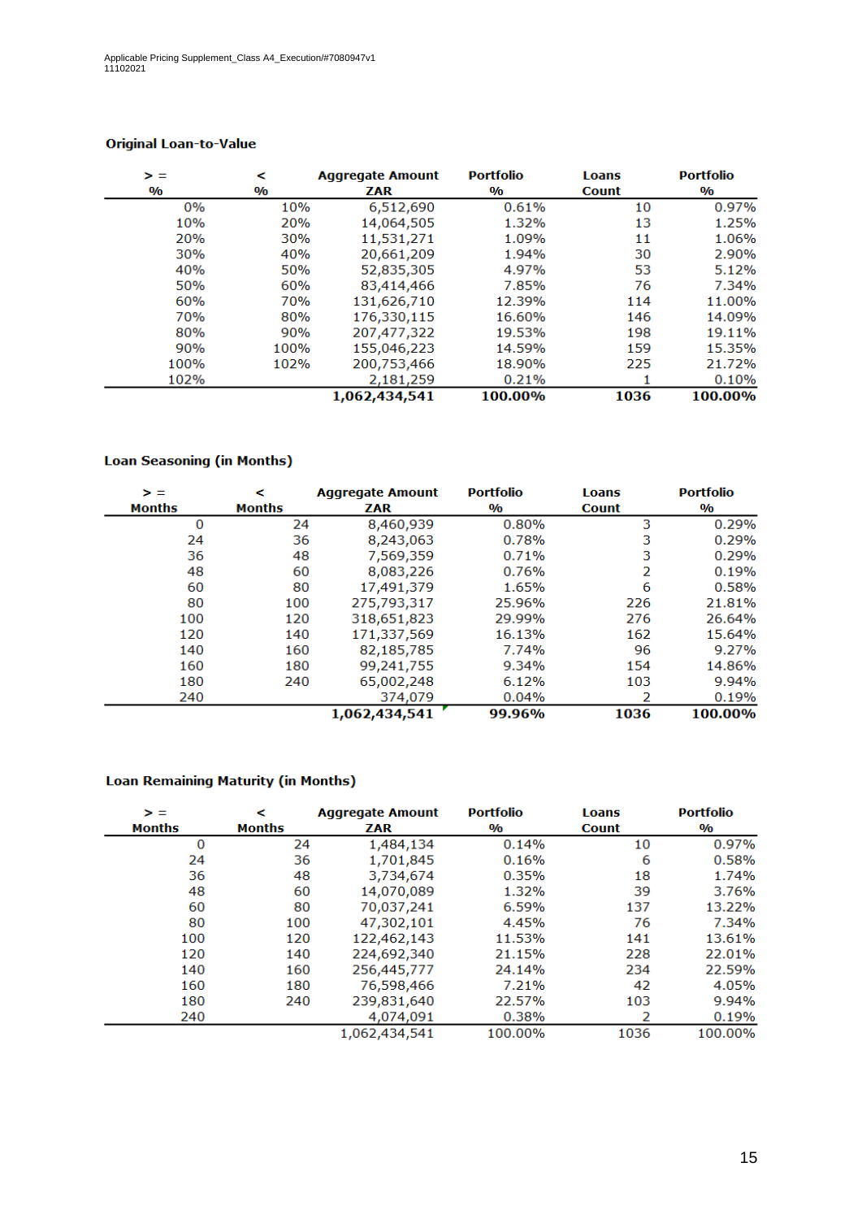### Original Loan-to-Value

| > = % | < % | Aggregate Amount ZAR | Portfolio % | Loans Count | Portfolio % |
|---|---|---|---|---|---|
| 0% | 10% | 6,512,690 | 0.61% | 10 | 0.97% |
| 10% | 20% | 14,064,505 | 1.32% | 13 | 1.25% |
| 20% | 30% | 11,531,271 | 1.09% | 11 | 1.06% |
| 30% | 40% | 20,661,209 | 1.94% | 30 | 2.90% |
| 40% | 50% | 52,835,305 | 4.97% | 53 | 5.12% |
| 50% | 60% | 83,414,466 | 7.85% | 76 | 7.34% |
| 60% | 70% | 131,626,710 | 12.39% | 114 | 11.00% |
| 70% | 80% | 176,330,115 | 16.60% | 146 | 14.09% |
| 80% | 90% | 207,477,322 | 19.53% | 198 | 19.11% |
| 90% | 100% | 155,046,223 | 14.59% | 159 | 15.35% |
| 100% | 102% | 200,753,466 | 18.90% | 225 | 21.72% |
| 102% | | 2,181,259 | 0.21% | 1 | 0.10% |
| | | **1,062,434,541** | **100.00%** | **1036** | **100.00%** |

### Loan Seasoning (in Months)

| > = Months | < Months | Aggregate Amount ZAR | Portfolio % | Loans Count | Portfolio % |
|---|---|---|---|---|---|
| 0 | 24 | 8,460,939 | 0.80% | 3 | 0.29% |
| 24 | 36 | 8,243,063 | 0.78% | 3 | 0.29% |
| 36 | 48 | 7,569,359 | 0.71% | 3 | 0.29% |
| 48 | 60 | 8,083,226 | 0.76% | 2 | 0.19% |
| 60 | 80 | 17,491,379 | 1.65% | 6 | 0.58% |
| 80 | 100 | 275,793,317 | 25.96% | 226 | 21.81% |
| 100 | 120 | 318,651,823 | 29.99% | 276 | 26.64% |
| 120 | 140 | 171,337,569 | 16.13% | 162 | 15.64% |
| 140 | 160 | 82,185,785 | 7.74% | 96 | 9.27% |
| 160 | 180 | 99,241,755 | 9.34% | 154 | 14.86% |
| 180 | 240 | 65,002,248 | 6.12% | 103 | 9.94% |
| 240 | | 374,079 | 0.04% | 2 | 0.19% |
| | | **1,062,434,541** | **99.96%** | **1036** | **100.00%** |

### Loan Remaining Maturity (in Months)

| > = Months | < Months | Aggregate Amount ZAR | Portfolio % | Loans Count | Portfolio % |
|---|---|---|---|---|---|
| 0 | 24 | 1,484,134 | 0.14% | 10 | 0.97% |
| 24 | 36 | 1,701,845 | 0.16% | 6 | 0.58% |
| 36 | 48 | 3,734,674 | 0.35% | 18 | 1.74% |
| 48 | 60 | 14,070,089 | 1.32% | 39 | 3.76% |
| 60 | 80 | 70,037,241 | 6.59% | 137 | 13.22% |
| 80 | 100 | 47,302,101 | 4.45% | 76 | 7.34% |
| 100 | 120 | 122,462,143 | 11.53% | 141 | 13.61% |
| 120 | 140 | 224,692,340 | 21.15% | 228 | 22.01% |
| 140 | 160 | 256,445,777 | 24.14% | 234 | 22.59% |
| 160 | 180 | 76,598,466 | 7.21% | 42 | 4.05% |
| 180 | 240 | 239,831,640 | 22.57% | 103 | 9.94% |
| 240 | | 4,074,091 | 0.38% | 2 | 0.19% |
| | | 1,062,434,541 | 100.00% | 1036 | 100.00% |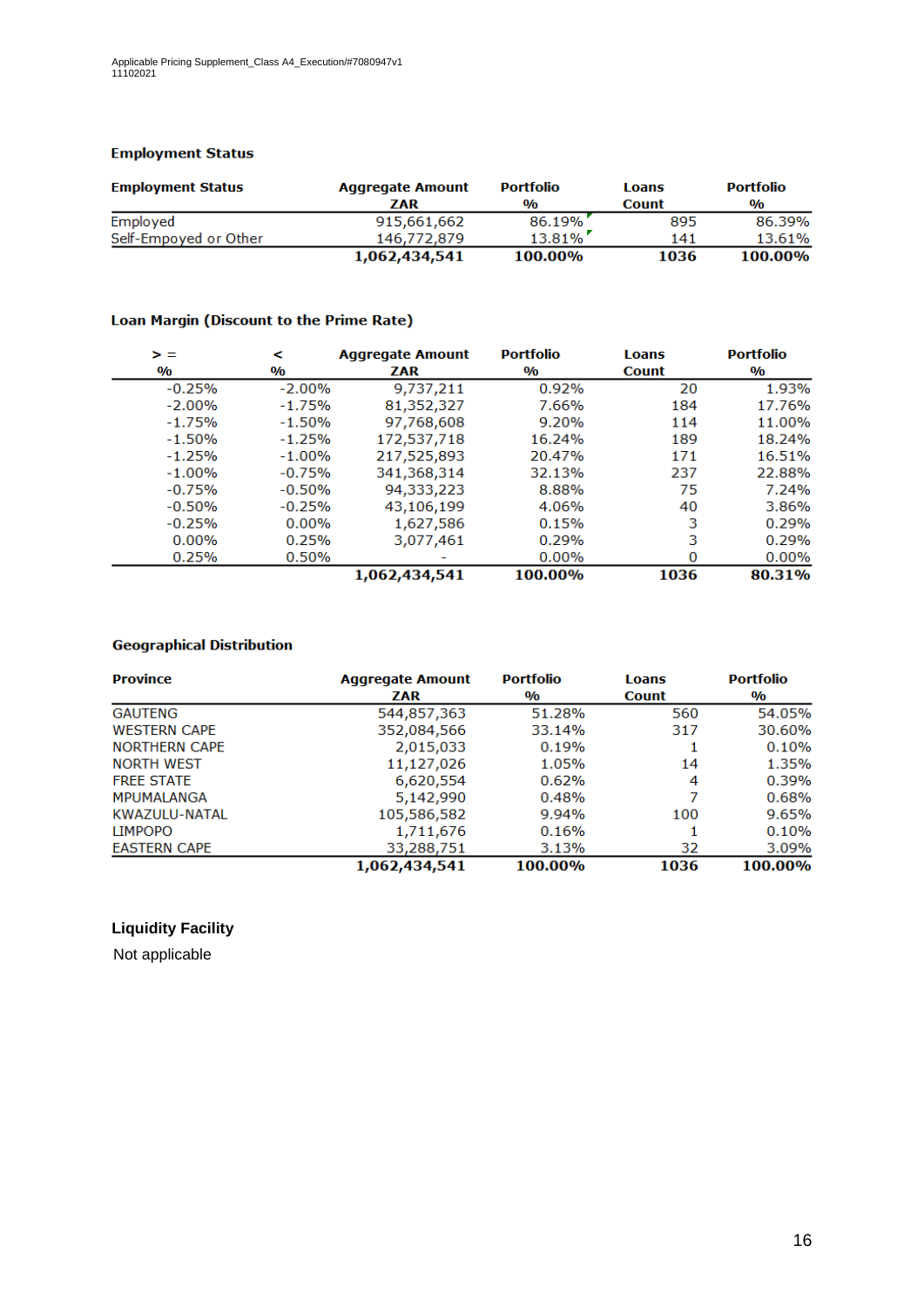### Employment Status

| Employment Status | Aggregate Amount ZAR | Portfolio % | Loans Count | Portfolio % |
|---|---|---|---|---|
| Employed | 915,661,662 | 86.19% | 895 | 86.39% |
| Self-Empoyed or Other | 146,772,879 | 13.81% | 141 | 13.61% |
| | **1,062,434,541** | **100.00%** | **1036** | **100.00%** |

### Loan Margin (Discount to the Prime Rate)

| > = % | < % | Aggregate Amount ZAR | Portfolio % | Loans Count | Portfolio % |
|---|---|---|---|---|---|
| -0.25% | -2.00% | 9,737,211 | 0.92% | 20 | 1.93% |
| -2.00% | -1.75% | 81,352,327 | 7.66% | 184 | 17.76% |
| -1.75% | -1.50% | 97,768,608 | 9.20% | 114 | 11.00% |
| -1.50% | -1.25% | 172,537,718 | 16.24% | 189 | 18.24% |
| -1.25% | -1.00% | 217,525,893 | 20.47% | 171 | 16.51% |
| -1.00% | -0.75% | 341,368,314 | 32.13% | 237 | 22.88% |
| -0.75% | -0.50% | 94,333,223 | 8.88% | 75 | 7.24% |
| -0.50% | -0.25% | 43,106,199 | 4.06% | 40 | 3.86% |
| -0.25% | 0.00% | 1,627,586 | 0.15% | 3 | 0.29% |
| 0.00% | 0.25% | 3,077,461 | 0.29% | 3 | 0.29% |
| 0.25% | 0.50% | - | 0.00% | 0 | 0.00% |
| | | **1,062,434,541** | **100.00%** | **1036** | **80.31%** |

### Geographical Distribution

| Province | Aggregate Amount ZAR | Portfolio % | Loans Count | Portfolio % |
|---|---|---|---|---|
| GAUTENG | 544,857,363 | 51.28% | 560 | 54.05% |
| WESTERN CAPE | 352,084,566 | 33.14% | 317 | 30.60% |
| NORTHERN CAPE | 2,015,033 | 0.19% | 1 | 0.10% |
| NORTH WEST | 11,127,026 | 1.05% | 14 | 1.35% |
| FREE STATE | 6,620,554 | 0.62% | 4 | 0.39% |
| MPUMALANGA | 5,142,990 | 0.48% | 7 | 0.68% |
| KWAZULU-NATAL | 105,586,582 | 9.94% | 100 | 9.65% |
| LIMPOPO | 1,711,676 | 0.16% | 1 | 0.10% |
| EASTERN CAPE | 33,288,751 | 3.13% | 32 | 3.09% |
| | **1,062,434,541** | **100.00%** | **1036** | **100.00%** |

### Liquidity Facility

Not applicable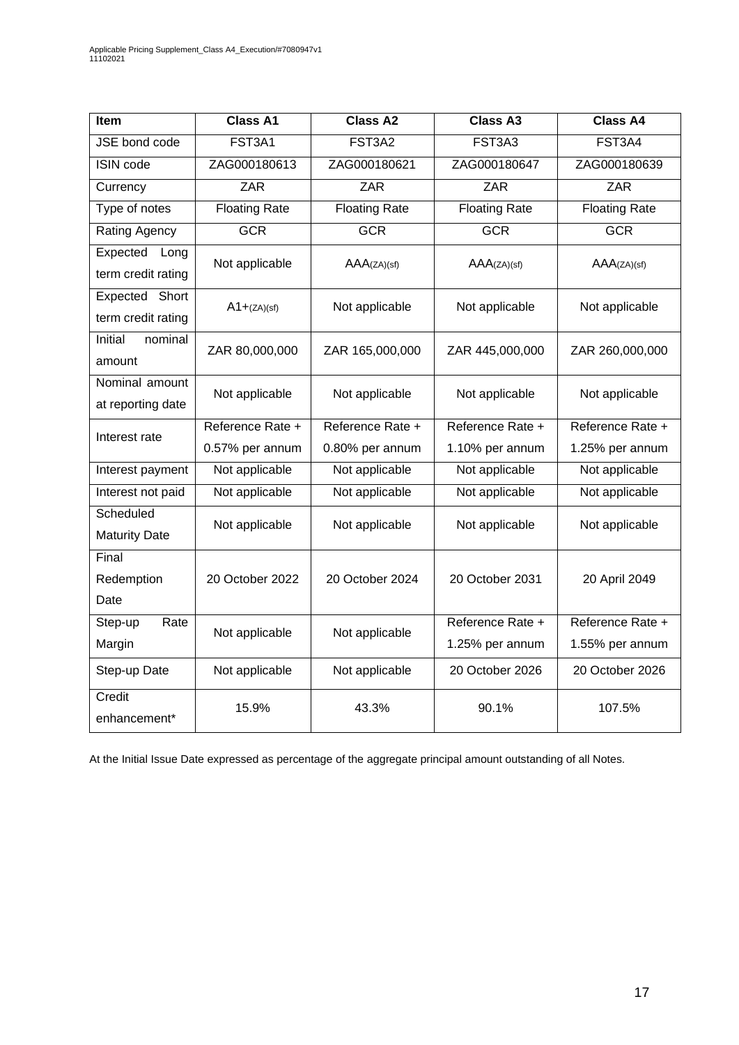| Item | Class A1 | Class A2 | Class A3 | Class A4 |
|---|---|---|---|---|
| JSE bond code | FST3A1 | FST3A2 | FST3A3 | FST3A4 |
| ISIN code | ZAG000180613 | ZAG000180621 | ZAG000180647 | ZAG000180639 |
| Currency | ZAR | ZAR | ZAR | ZAR |
| Type of notes | Floating Rate | Floating Rate | Floating Rate | Floating Rate |
| Rating Agency | GCR | GCR | GCR | GCR |
| Expected Long term credit rating | Not applicable | AA(ZA)(sf) | AA(ZA)(sf) | AA(ZA)(sf) |
| Expected Short term credit rating | A1+(ZA)(sf) | Not applicable | Not applicable | Not applicable |
| Initial nominal amount | ZAR 80,000,000 | ZAR 165,000,000 | ZAR 445,000,000 | ZAR 260,000,000 |
| Nominal amount at reporting date | Not applicable | Not applicable | Not applicable | Not applicable |
| Interest rate | Reference Rate + 0.57% per annum | Reference Rate + 0.80% per annum | Reference Rate + 1.10% per annum | Reference Rate + 1.25% per annum |
| Interest payment | Not applicable | Not applicable | Not applicable | Not applicable |
| Interest not paid | Not applicable | Not applicable | Not applicable | Not applicable |
| Scheduled Maturity Date | Not applicable | Not applicable | Not applicable | Not applicable |
| Final Redemption Date | 20 October 2022 | 20 October 2024 | 20 October 2031 | 20 April 2049 |
| Step-up Rate Margin | Not applicable | Not applicable | Reference Rate + 1.25% per annum | Reference Rate + 1.55% per annum |
| Step-up Date | Not applicable | Not applicable | 20 October 2026 | 20 October 2026 |
| Credit enhancement* | 15.9% | 43.3% | 90.1% | 107.5% |

At the Initial Issue Date expressed as percentage of the aggregate principal amount outstanding of all Notes.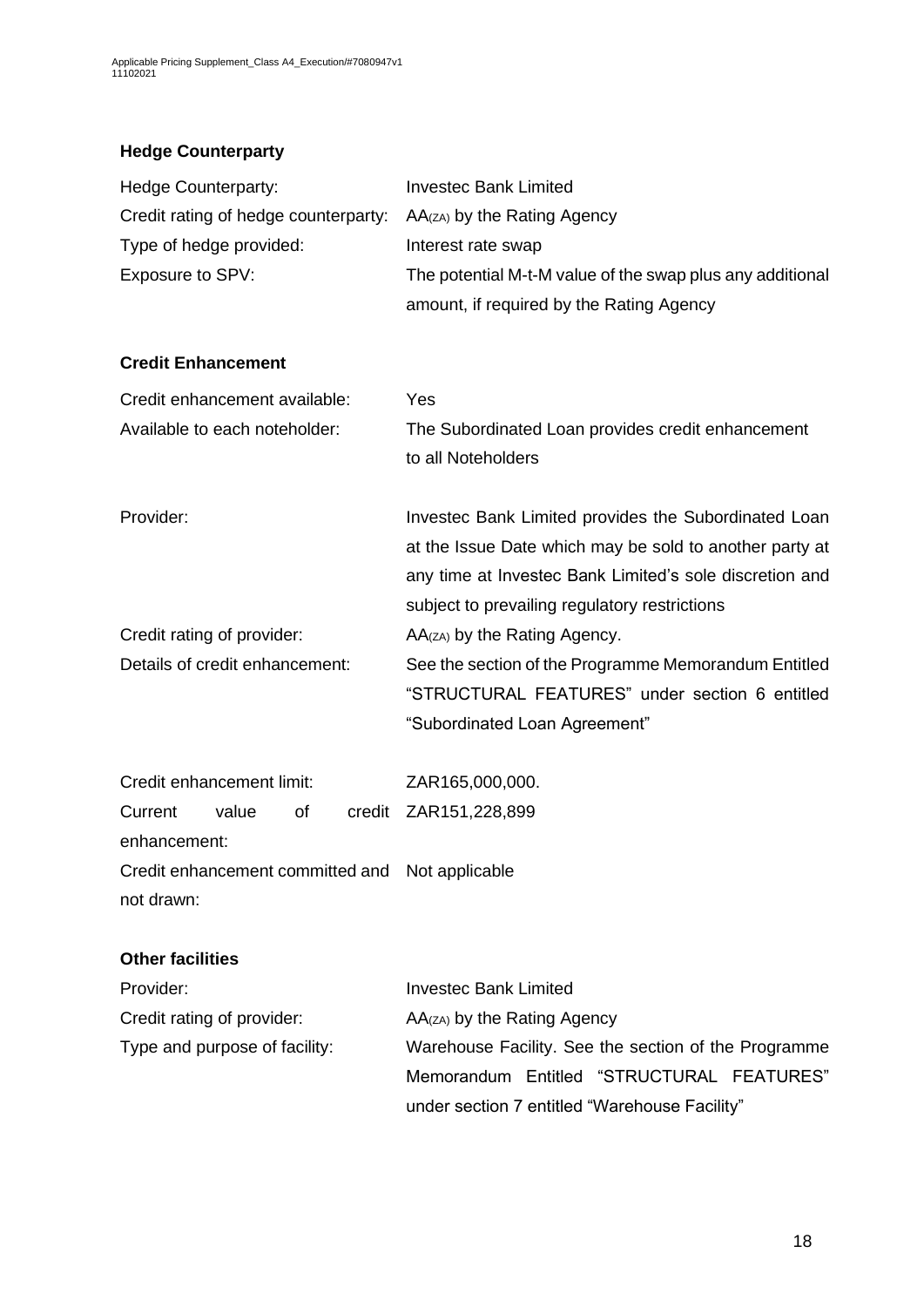**Hedge Counterparty**

| | |
|---|---|
| Hedge Counterparty: | Investec Bank Limited |
| Credit rating of hedge counterparty: | $AA_{(ZA)}$ by the Rating Agency |
| Type of hedge provided: | Interest rate swap |
| Exposure to SPV: | The potential M-t-M value of the swap plus any additional amount, if required by the Rating Agency |

**Credit Enhancement**

| | |
|---|---|
| Credit enhancement available: | Yes |
| Available to each noteholder: | The Subordinated Loan provides credit enhancement to all Noteholders |
| Provider: | Investec Bank Limited provides the Subordinated Loan at the Issue Date which may be sold to another party at any time at Investec Bank Limited's sole discretion and subject to prevailing regulatory restrictions |
| Credit rating of provider: | $AA_{(ZA)}$ by the Rating Agency. |
| Details of credit enhancement: | See the section of the Programme Memorandum Entitled "STRUCTURAL FEATURES" under section 6 entitled "Subordinated Loan Agreement" |
| Credit enhancement limit: | ZAR165,000,000. |
| Current value of credit enhancement: | ZAR151,228,899 |
| Credit enhancement committed and not drawn: | Not applicable |

**Other facilities**

| | |
|---|---|
| Provider: | Investec Bank Limited |
| Credit rating of provider: | $AA_{(ZA)}$ by the Rating Agency |
| Type and purpose of facility: | Warehouse Facility. See the section of the Programme Memorandum Entitled "STRUCTURAL FEATURES" under section 7 entitled "Warehouse Facility" |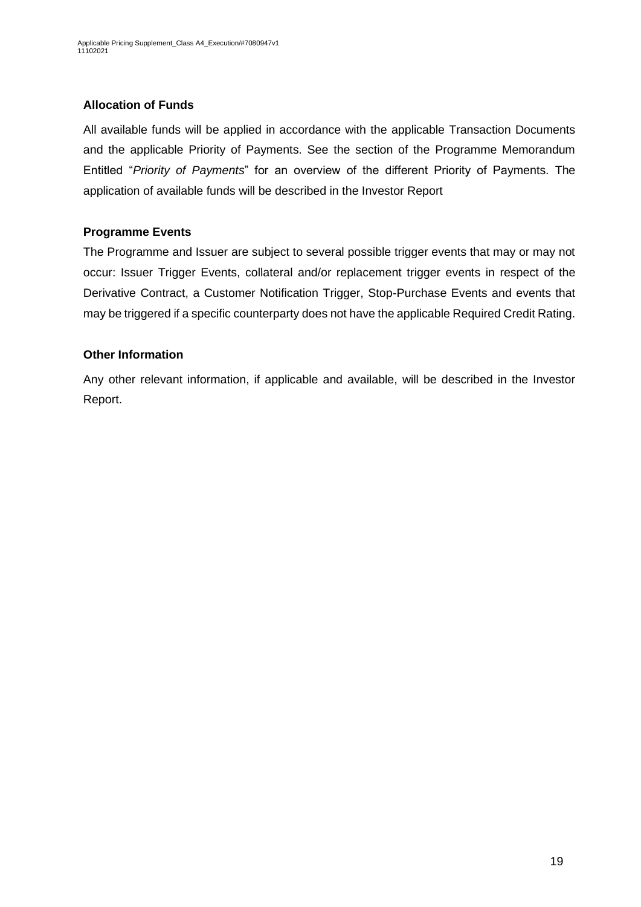**Allocation of Funds**

All available funds will be applied in accordance with the applicable Transaction Documents and the applicable Priority of Payments. See the section of the Programme Memorandum Entitled "*Priority of Payments*" for an overview of the different Priority of Payments. The application of available funds will be described in the Investor Report

**Programme Events**

The Programme and Issuer are subject to several possible trigger events that may or may not occur: Issuer Trigger Events, collateral and/or replacement trigger events in respect of the Derivative Contract, a Customer Notification Trigger, Stop-Purchase Events and events that may be triggered if a specific counterparty does not have the applicable Required Credit Rating.

**Other Information**

Any other relevant information, if applicable and available, will be described in the Investor Report.